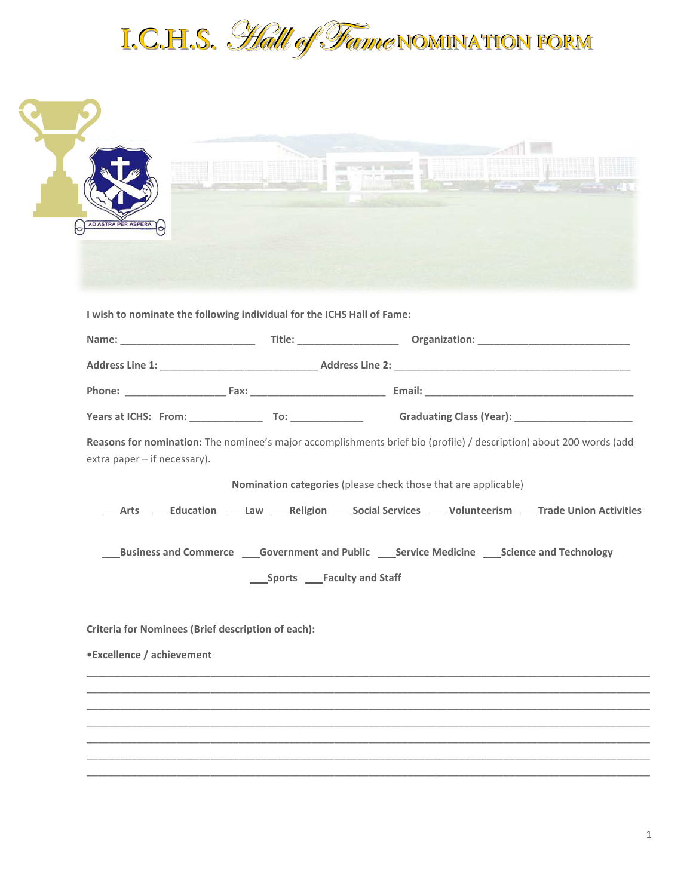# I.C.H.S. *Hall of Fame* NOMINATION FORM

**I wish to nominate the following individual for the ICHS Hall of Fame:**

**Name:** ________________________ **Title:** __________________ **Organization:** ___________________________

**Address Line 1:** ____________________________ **Address Line 2:** __________________________________________

**Phone:** __________________ **Fax:** ________________________ **Email:** _____________________________________

**Years at ICHS: From:** _____________ **To:** _____________ **Graduating Class (Year):** _____________________

**Reasons for nomination:** The nominee's major accomplishments brief bio (profile) / description) about 200 words (add extra paper – if necessary).

**Nomination categories** (please check those that are applicable)

___**Arts** ___**Education** ___**Law** ___**Religion** ___**Social Services** ___ **Volunteerism** ___**Trade Union Activities**

___**Business and Commerce** ___**Government and Public** ___**Service Medicine** ___**Science and Technology**

___**Sports** ___**Faculty and Staff**

**Criteria for Nominees (Brief description of each):**

**•Excellence / achievement**

_____________________________________________________________________________________________
_____________________________________________________________________________________________
_____________________________________________________________________________________________
_____________________________________________________________________________________________
_____________________________________________________________________________________________
_____________________________________________________________________________________________
_____________________________________________________________________________________________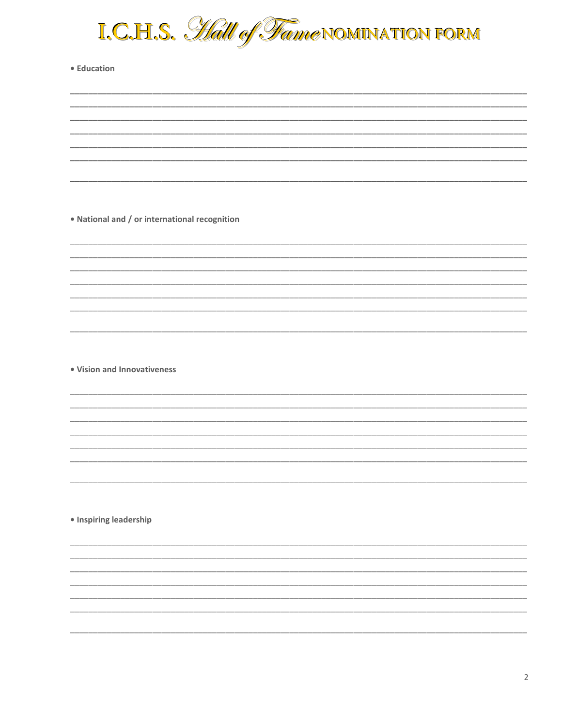# I.C.H.S. Hall of Fame NOMINATION FORM

• **Education**

_______________________________________________________________________________________________
_______________________________________________________________________________________________
_______________________________________________________________________________________________
_______________________________________________________________________________________________
_______________________________________________________________________________________________
_______________________________________________________________________________________________

_______________________________________________________________________________________________

• **National and / or international recognition**

_______________________________________________________________________________________________
_______________________________________________________________________________________________
_______________________________________________________________________________________________
_______________________________________________________________________________________________
_______________________________________________________________________________________________
_______________________________________________________________________________________________

_______________________________________________________________________________________________

• **Vision and Innovativeness**

_______________________________________________________________________________________________
_______________________________________________________________________________________________
_______________________________________________________________________________________________
_______________________________________________________________________________________________
_______________________________________________________________________________________________
_______________________________________________________________________________________________

_______________________________________________________________________________________________

• **Inspiring leadership**

_______________________________________________________________________________________________
_______________________________________________________________________________________________
_______________________________________________________________________________________________
_______________________________________________________________________________________________
_______________________________________________________________________________________________
_______________________________________________________________________________________________

_______________________________________________________________________________________________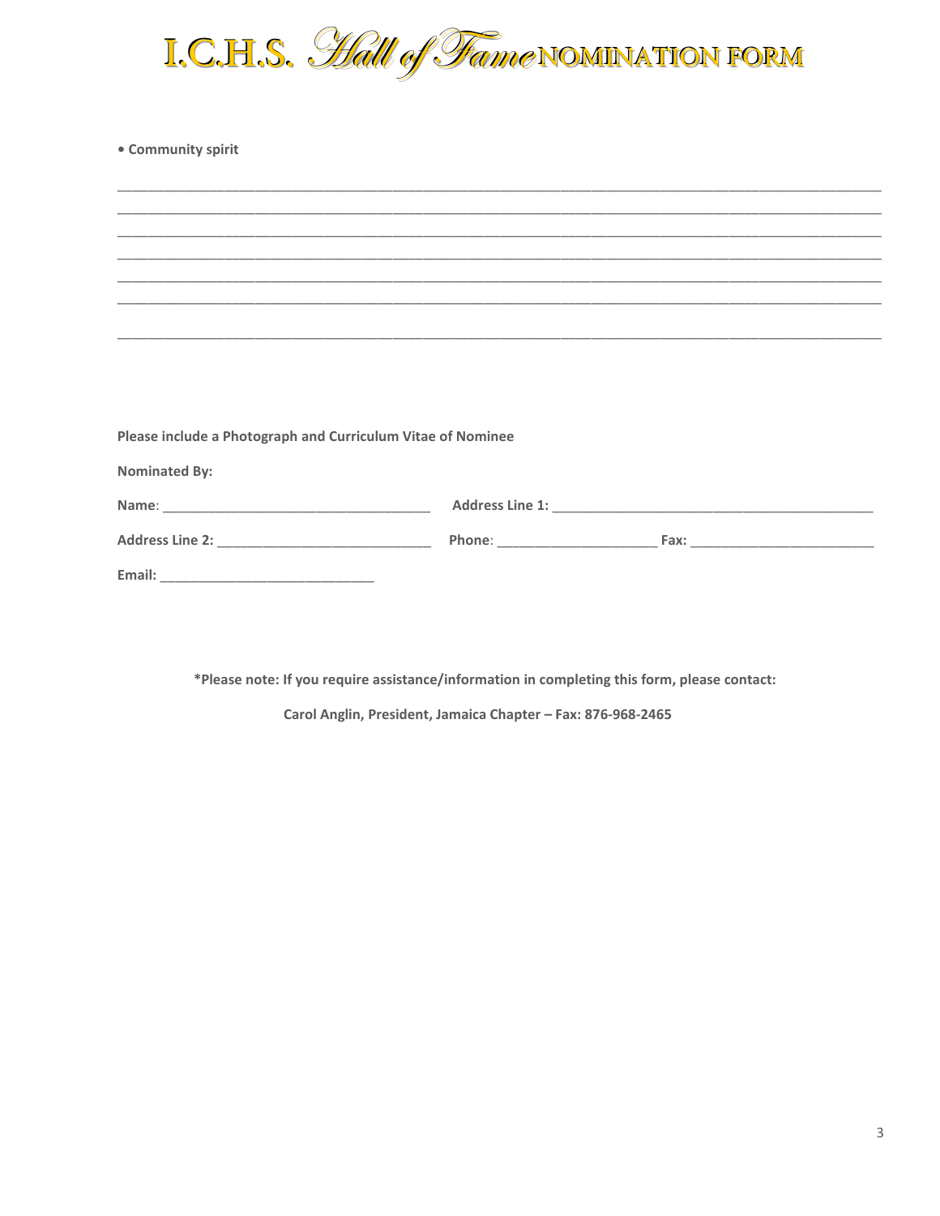# I.C.H.S. Hall of Fame NOMINATION FORM

**• Community spirit**

_____________________________________________________________________________________________
_____________________________________________________________________________________________
_____________________________________________________________________________________________
_____________________________________________________________________________________________
_____________________________________________________________________________________________
_____________________________________________________________________________________________
_____________________________________________________________________________________________

**Please include a Photograph and Curriculum Vitae of Nominee**

**Nominated By:**

**Name**: ___________________________________ **Address Line 1:** ___________________________________________

**Address Line 2:** ____________________________ **Phone**: _____________________ **Fax:** ________________________

**Email:** ____________________________

**\*Please note: If you require assistance/information in completing this form, please contact:**

**Carol Anglin, President, Jamaica Chapter – Fax: 876-968-2465**